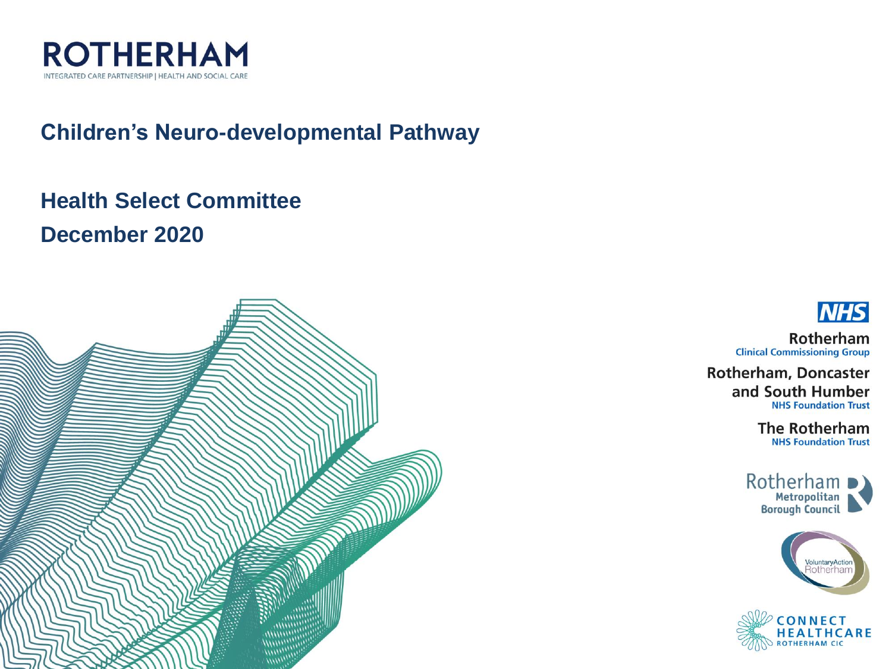**ROTHERHAM**

INTEGRATED CARE PARTNERSHIP | HEALTH AND SOCIAL CARE

# Children's Neuro-developmental Pathway

## Health Select Committee

## December 2020

NHS

Rotherham
Clinical Commissioning Group

Rotherham, Doncaster and South Humber
NHS Foundation Trust

The Rotherham
NHS Foundation Trust

Rotherham Metropolitan Borough Council

Voluntary Action Rotherham

CONNECT HEALTHCARE ROTHERHAM CIC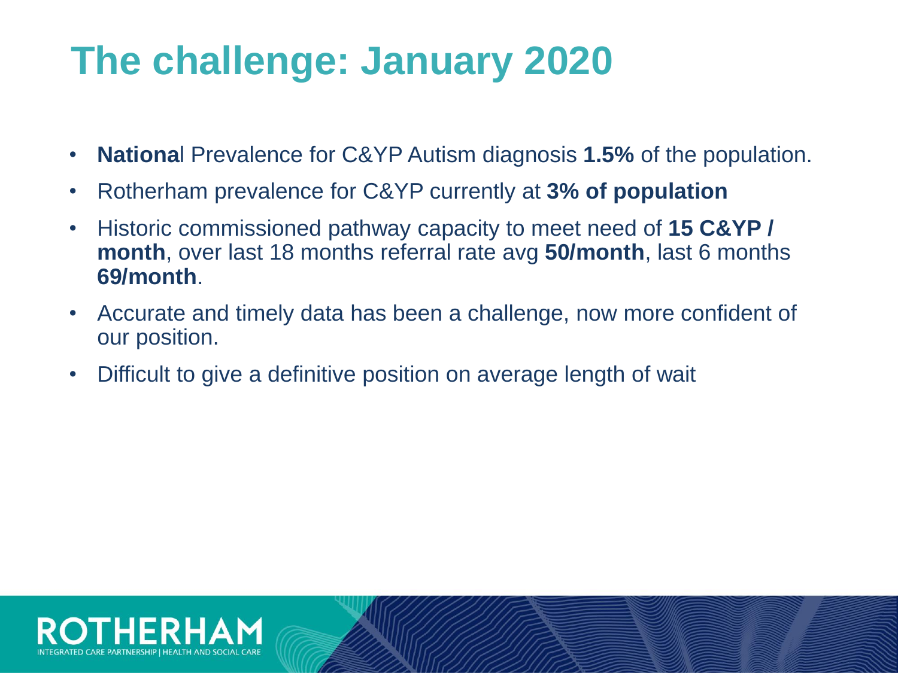# The challenge: January 2020

- **Nationa**l Prevalence for C&YP Autism diagnosis **1.5%** of the population.
- Rotherham prevalence for C&YP currently at **3% of population**
- Historic commissioned pathway capacity to meet need of **15 C&YP / month**, over last 18 months referral rate avg **50/month**, last 6 months **69/month**.
- Accurate and timely data has been a challenge, now more confident of our position.
- Difficult to give a definitive position on average length of wait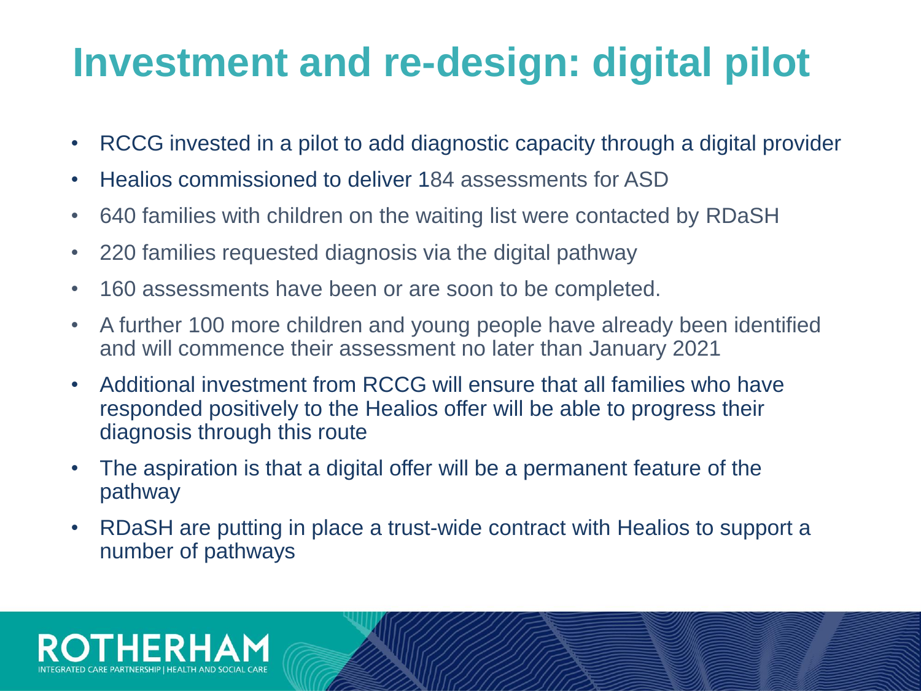# Investment and re-design: digital pilot

- RCCG invested in a pilot to add diagnostic capacity through a digital provider
- Healios commissioned to deliver 184 assessments for ASD
- 640 families with children on the waiting list were contacted by RDaSH
- 220 families requested diagnosis via the digital pathway
- 160 assessments have been or are soon to be completed.
- A further 100 more children and young people have already been identified and will commence their assessment no later than January 2021
- Additional investment from RCCG will ensure that all families who have responded positively to the Healios offer will be able to progress their diagnosis through this route
- The aspiration is that a digital offer will be a permanent feature of the pathway
- RDaSH are putting in place a trust-wide contract with Healios to support a number of pathways

ROTHERHAM
INTEGRATED CARE PARTNERSHIP | HEALTH AND SOCIAL CARE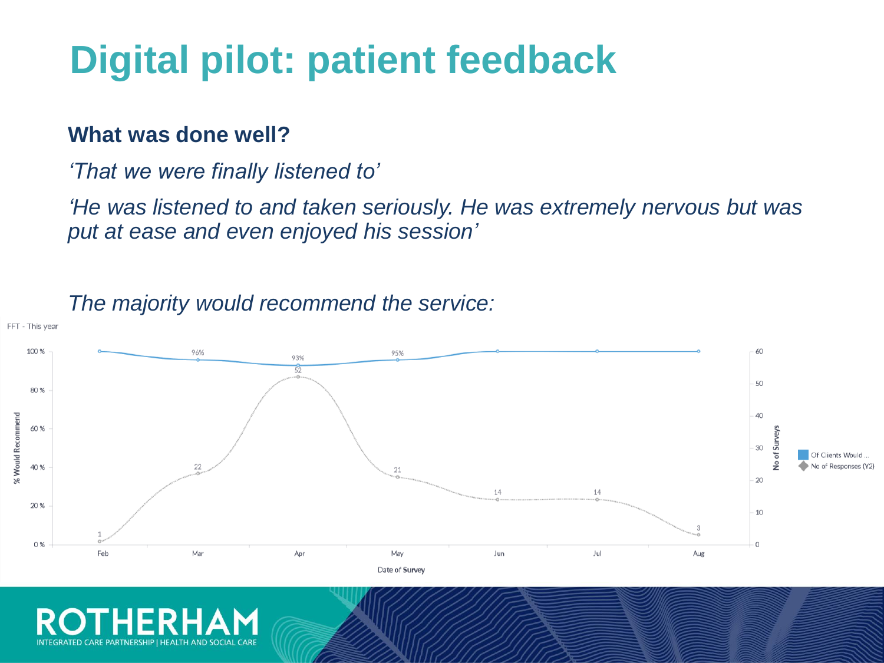# Digital pilot: patient feedback

**What was done well?**

*'That we were finally listened to'*

*'He was listened to and taken seriously. He was extremely nervous but was put at ease and even enjoyed his session'*

*The majority would recommend the service:*

FFT - This year

100 %
80 %
60 %
40 %
20 %
0 %

% Would Recommend

96%
93%
95%
52
1
22
21
14
14
3

Feb
Mar
Apr
May
Jun
Jul
Aug

Date of Survey

60
50
40
30
20
10
0

No of Surveys

Of Clients Would ...
No of Responses (Y2)

ROTHERHAM
INTEGRATED CARE PARTNERSHIP | HEALTH AND SOCIAL CARE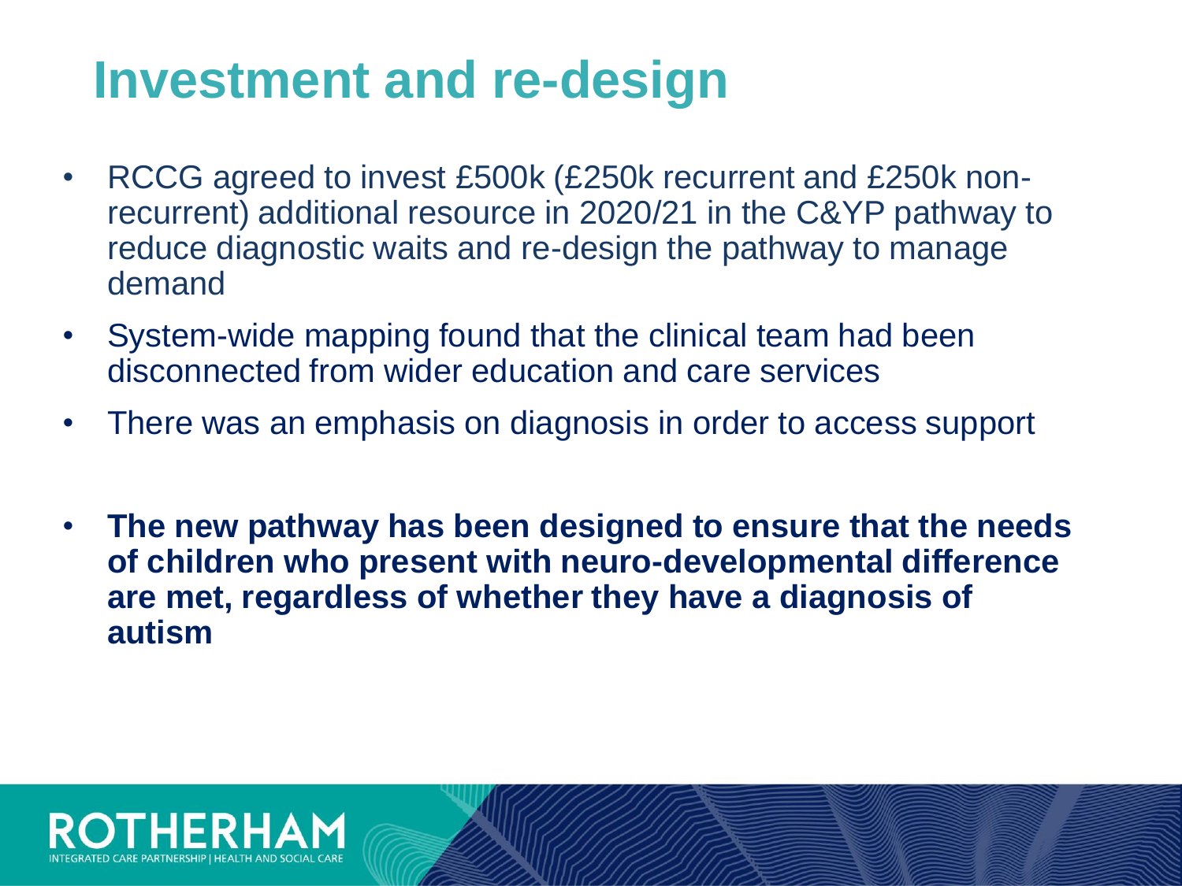# Investment and re-design

- RCCG agreed to invest £500k (£250k recurrent and £250k non-recurrent) additional resource in 2020/21 in the C&YP pathway to reduce diagnostic waits and re-design the pathway to manage demand
- System-wide mapping found that the clinical team had been disconnected from wider education and care services
- There was an emphasis on diagnosis in order to access support
- **The new pathway has been designed to ensure that the needs of children who present with neuro-developmental difference are met, regardless of whether they have a diagnosis of autism**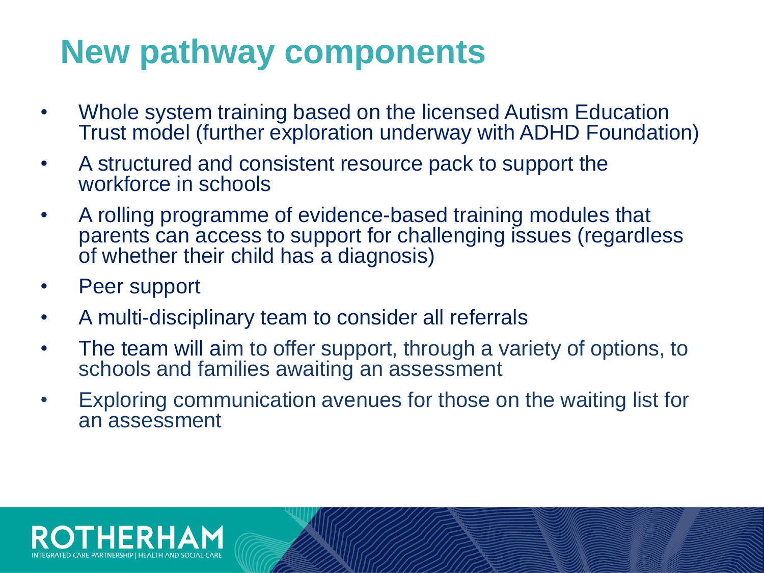# New pathway components

- Whole system training based on the licensed Autism Education Trust model (further exploration underway with ADHD Foundation)
- A structured and consistent resource pack to support the workforce in schools
- A rolling programme of evidence-based training modules that parents can access to support for challenging issues (regardless of whether their child has a diagnosis)
- Peer support
- A multi-disciplinary team to consider all referrals
- The team will aim to offer support, through a variety of options, to schools and families awaiting an assessment
- Exploring communication avenues for those on the waiting list for an assessment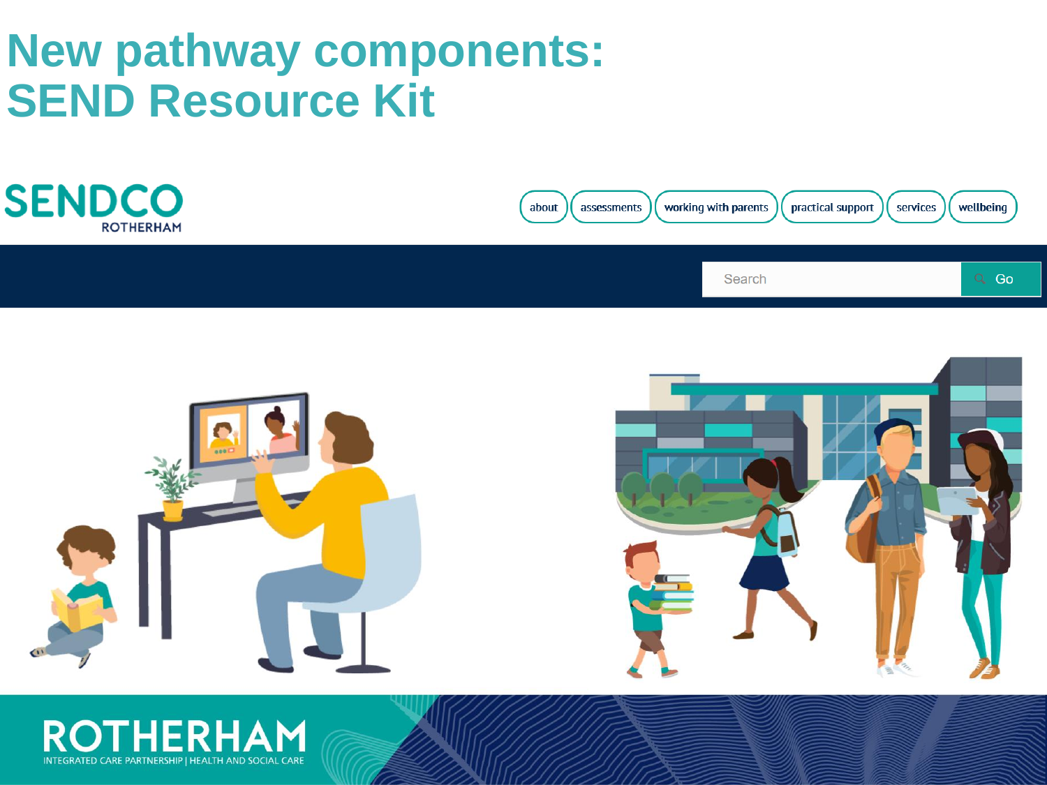# New pathway components: SEND Resource Kit

SENDCO ROTHERHAM

about | assessments | working with parents | practical support | services | wellbeing

Search Go

ROTHERHAM

INTEGRATED CARE PARTNERSHIP | HEALTH AND SOCIAL CARE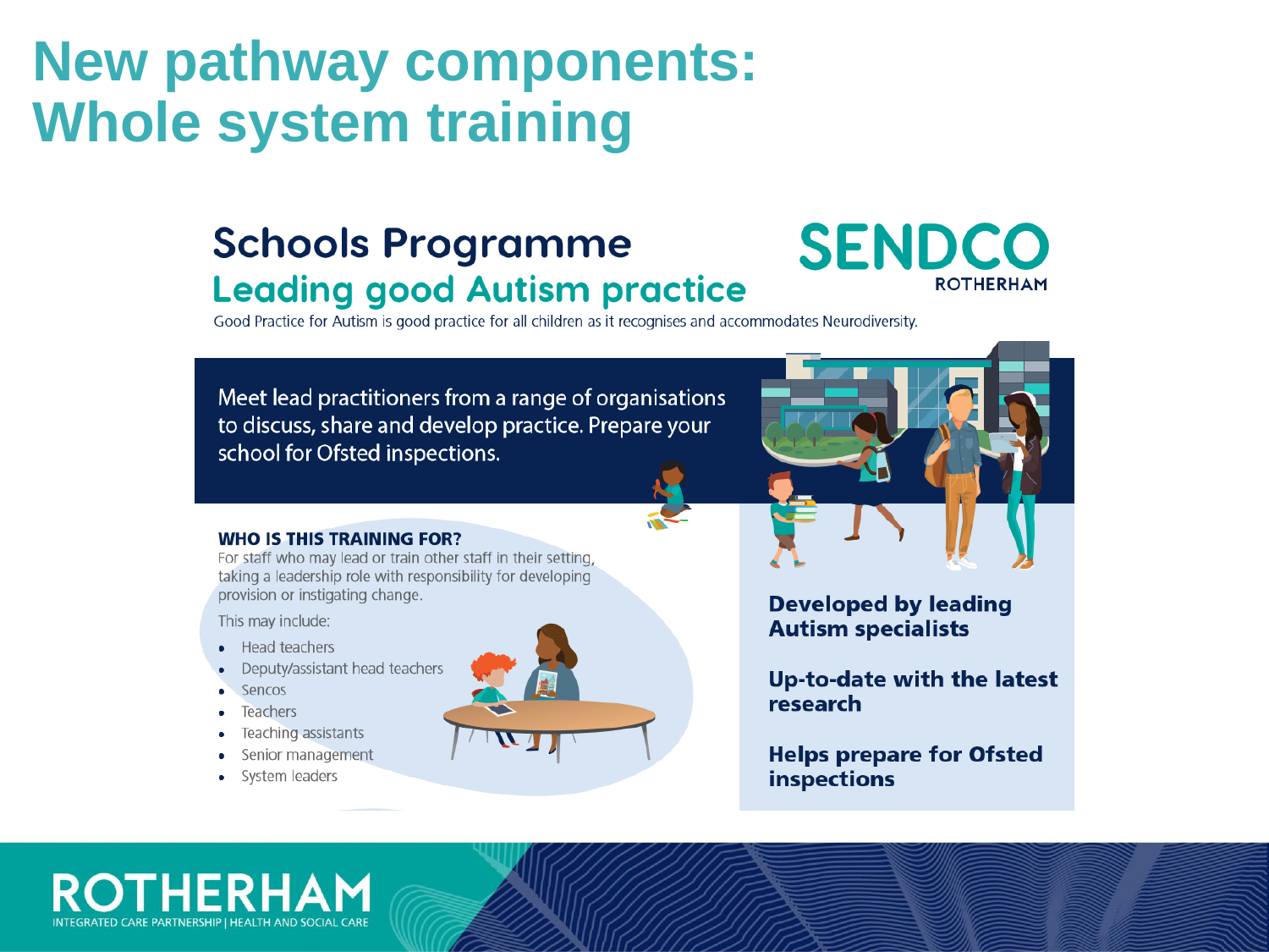# New pathway components: Whole system training

## Schools Programme

### Leading good Autism practice

SENDCO ROTHERHAM

Good Practice for Autism is good practice for all children as it recognises and accommodates Neurodiversity.

Meet lead practitioners from a range of organisations to discuss, share and develop practice. Prepare your school for Ofsted inspections.

**WHO IS THIS TRAINING FOR?**

For staff who may lead or train other staff in their setting, taking a leadership role with responsibility for developing provision or instigating change.

This may include:

- Head teachers
- Deputy/assistant head teachers
- Sencos
- Teachers
- Teaching assistants
- Senior management
- System leaders

**Developed by leading Autism specialists**

**Up-to-date with the latest research**

**Helps prepare for Ofsted inspections**

ROTHERHAM INTEGRATED CARE PARTNERSHIP | HEALTH AND SOCIAL CARE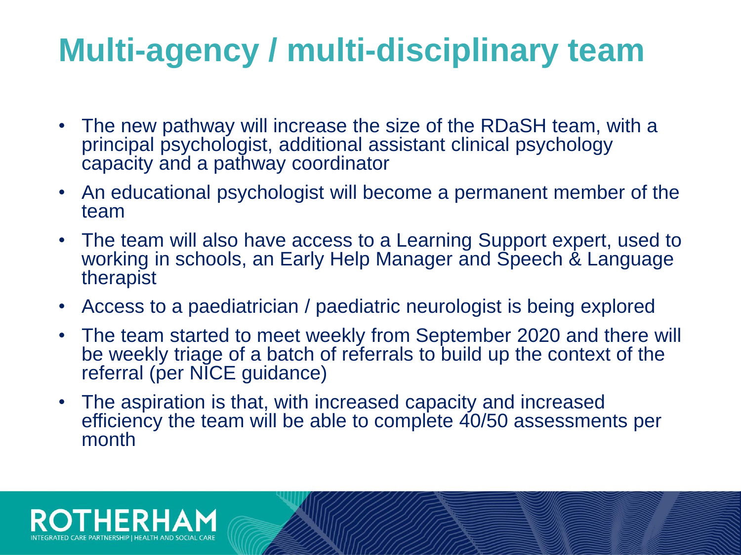# Multi-agency / multi-disciplinary team

- The new pathway will increase the size of the RDaSH team, with a principal psychologist, additional assistant clinical psychology capacity and a pathway coordinator
- An educational psychologist will become a permanent member of the team
- The team will also have access to a Learning Support expert, used to working in schools, an Early Help Manager and Speech & Language therapist
- Access to a paediatrician / paediatric neurologist is being explored
- The team started to meet weekly from September 2020 and there will be weekly triage of a batch of referrals to build up the context of the referral (per NICE guidance)
- The aspiration is that, with increased capacity and increased efficiency the team will be able to complete 40/50 assessments per month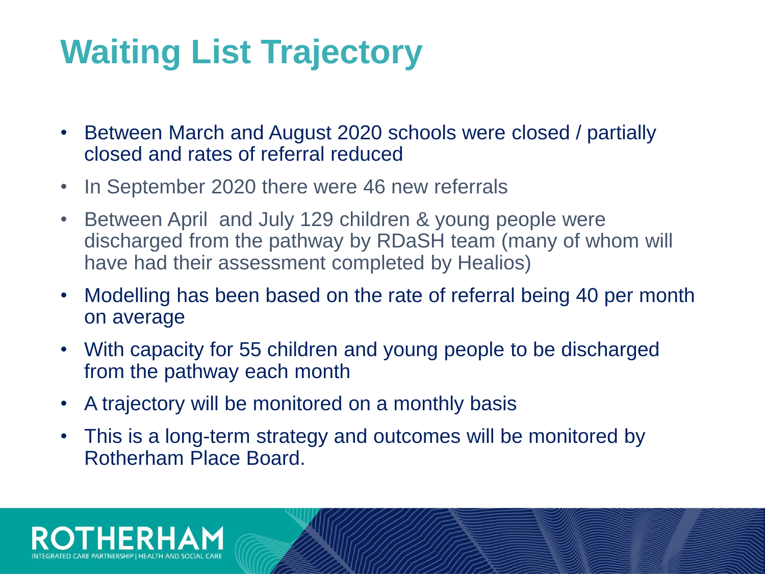# Waiting List Trajectory

- Between March and August 2020 schools were closed / partially closed and rates of referral reduced
- In September 2020 there were 46 new referrals
- Between April and July 129 children & young people were discharged from the pathway by RDaSH team (many of whom will have had their assessment completed by Healios)
- Modelling has been based on the rate of referral being 40 per month on average
- With capacity for 55 children and young people to be discharged from the pathway each month
- A trajectory will be monitored on a monthly basis
- This is a long-term strategy and outcomes will be monitored by Rotherham Place Board.

ROTHERHAM
INTEGRATED CARE PARTNERSHIP | HEALTH AND SOCIAL CARE